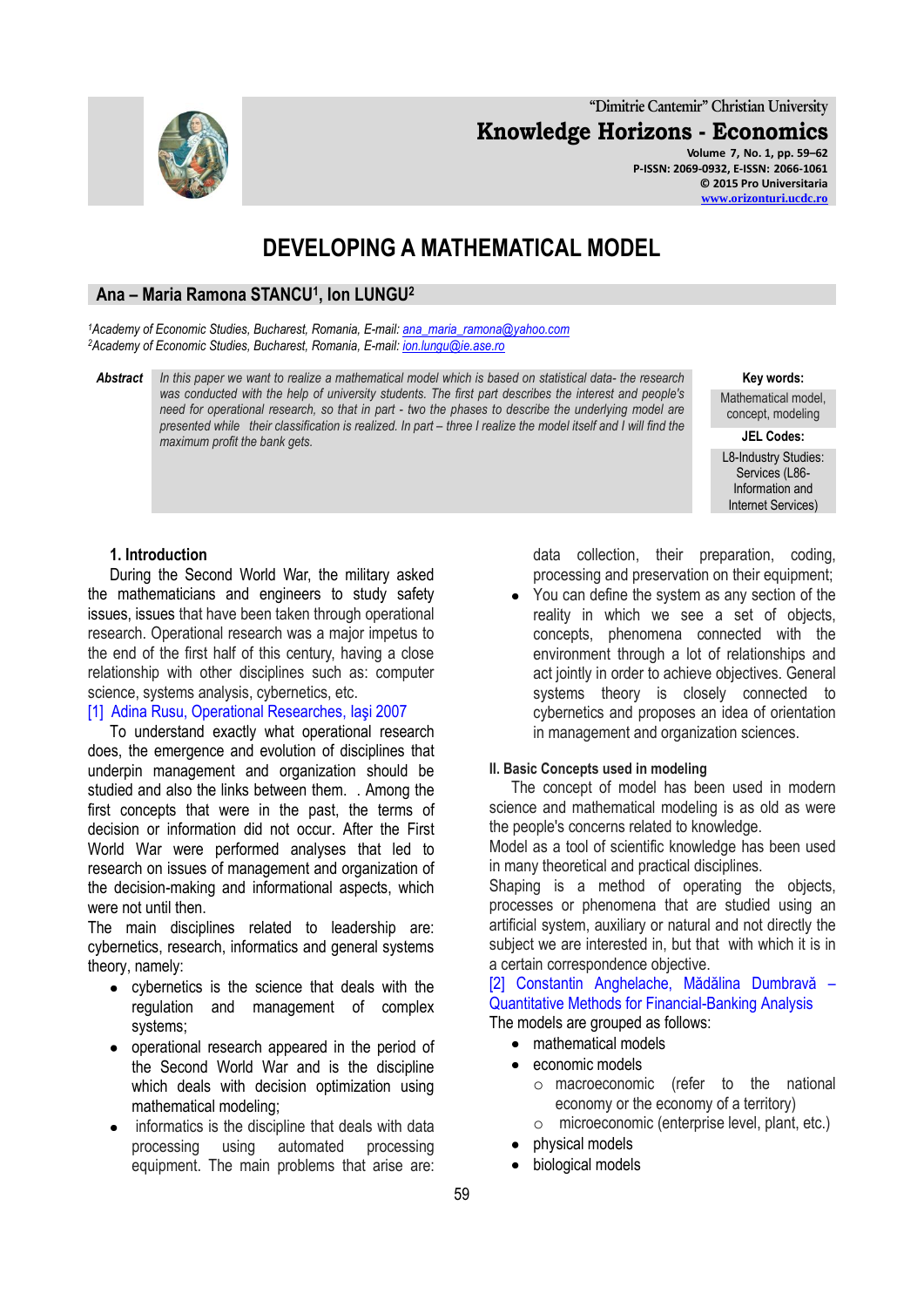# DEVELOPING A MATHEMATICAL MODEL

**Ana – Maria Ramona STANCU[1], Ion LUNGU[2]**

*[1]Academy of Economic Studies, Bucharest, Romania, E-mail: ana_maria_ramona@yahoo.com*
*[2]Academy of Economic Studies, Bucharest, Romania, E-mail: ion.lungu@ie.ase.ro*

***Abstract*** *In this paper we want to realize a mathematical model which is based on statistical data- the research was conducted with the help of university students. The first part describes the interest and people's need for operational research, so that in part - two the phases to describe the underlying model are presented while their classification is realized. In part – three I realize the model itself and I will find the maximum profit the bank gets.*

**Key words:** Mathematical model, concept, modeling

**JEL Codes:** L8-Industry Studies: Services (L86-Information and Internet Services)

## 1. Introduction

During the Second World War, the military asked the mathematicians and engineers to study safety issues, issues that have been taken through operational research. Operational research was a major impetus to the end of the first half of this century, having a close relationship with other disciplines such as: computer science, systems analysis, cybernetics, etc.
[1] Adina Rusu, Operational Researches, Iaşi 2007

To understand exactly what operational research does, the emergence and evolution of disciplines that underpin management and organization should be studied and also the links between them. . Among the first concepts that were in the past, the terms of decision or information did not occur. After the First World War were performed analyses that led to research on issues of management and organization of the decision-making and informational aspects, which were not until then.

The main disciplines related to leadership are: cybernetics, research, informatics and general systems theory, namely:

- cybernetics is the science that deals with the regulation and management of complex systems;
- operational research appeared in the period of the Second World War and is the discipline which deals with decision optimization using mathematical modeling;
- informatics is the discipline that deals with data processing using automated processing equipment. The main problems that arise are: data collection, their preparation, coding, processing and preservation on their equipment;
- You can define the system as any section of the reality in which we see a set of objects, concepts, phenomena connected with the environment through a lot of relationships and act jointly in order to achieve objectives. General systems theory is closely connected to cybernetics and proposes an idea of orientation in management and organization sciences.

## II. Basic Concepts used in modeling

The concept of model has been used in modern science and mathematical modeling is as old as were the people's concerns related to knowledge.

Model as a tool of scientific knowledge has been used in many theoretical and practical disciplines.

Shaping is a method of operating the objects, processes or phenomena that are studied using an artificial system, auxiliary or natural and not directly the subject we are interested in, but that with which it is in a certain correspondence objective.
[2] Constantin Anghelache, Mădălina Dumbravă – Quantitative Methods for Financial-Banking Analysis

The models are grouped as follows:

- mathematical models
- economic models
  - macroeconomic (refer to the national economy or the economy of a territory)
  - microeconomic (enterprise level, plant, etc.)
- physical models
- biological models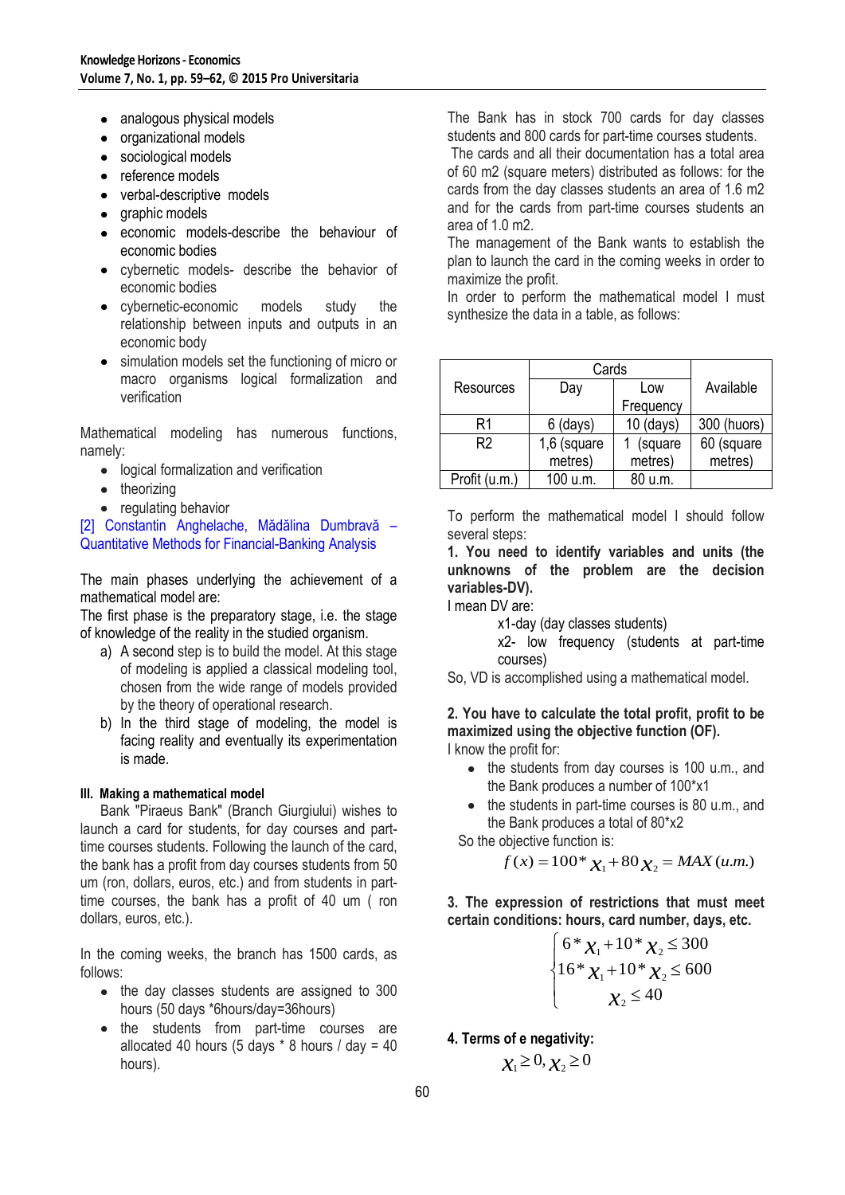- analogous physical models
- organizational models
- sociological models
- reference models
- verbal-descriptive models
- graphic models
- economic models-describe the behaviour of economic bodies
- cybernetic models- describe the behavior of economic bodies
- cybernetic-economic models study the relationship between inputs and outputs in an economic body
- simulation models set the functioning of micro or macro organisms logical formalization and verification

Mathematical modeling has numerous functions, namely:

- logical formalization and verification
- theorizing
- regulating behavior

[2] Constantin Anghelache, Mădălina Dumbravă – Quantitative Methods for Financial-Banking Analysis

The main phases underlying the achievement of a mathematical model are:

The first phase is the preparatory stage, i.e. the stage of knowledge of the reality in the studied organism.

a) A second step is to build the model. At this stage of modeling is applied a classical modeling tool, chosen from the wide range of models provided by the theory of operational research.
b) In the third stage of modeling, the model is facing reality and eventually its experimentation is made.

### III. Making a mathematical model

Bank "Piraeus Bank" (Branch Giurgiului) wishes to launch a card for students, for day courses and part-time courses students. Following the launch of the card, the bank has a profit from day courses students from 50 um (ron, dollars, euros, etc.) and from students in part-time courses, the bank has a profit of 40 um ( ron dollars, euros, etc.).

In the coming weeks, the branch has 1500 cards, as follows:

- the day classes students are assigned to 300 hours (50 days *6hours/day=36hours)
- the students from part-time courses are allocated 40 hours (5 days * 8 hours / day = 40 hours).

The Bank has in stock 700 cards for day classes students and 800 cards for part-time courses students.

The cards and all their documentation has a total area of 60 m2 (square meters) distributed as follows: for the cards from the day classes students an area of 1.6 m2 and for the cards from part-time courses students an area of 1.0 m2.

The management of the Bank wants to establish the plan to launch the card in the coming weeks in order to maximize the profit.

In order to perform the mathematical model I must synthesize the data in a table, as follows:

| Resources | Cards | | Available |
|---|---|---|---|
| | Day | Low Frequency | |
| R1 | 6 (days) | 10 (days) | 300 (huors) |
| R2 | 1,6 (square metres) | 1 (square metres) | 60 (square metres) |
| Profit (u.m.) | 100 u.m. | 80 u.m. | |

To perform the mathematical model I should follow several steps:

**1. You need to identify variables and units (the unknowns of the problem are the decision variables-DV).**

I mean DV are:

x1-day (day classes students)

x2- low frequency (students at part-time courses)

So, VD is accomplished using a mathematical model.

**2. You have to calculate the total profit, profit to be maximized using the objective function (OF).**

I know the profit for:

- the students from day courses is 100 u.m., and the Bank produces a number of 100*x1
- the students in part-time courses is 80 u.m., and the Bank produces a total of 80*x2

So the objective function is:

$$f(x) = 100 * x_1 + 80 x_2 = MAX\,(u.m.)$$

**3. The expression of restrictions that must meet certain conditions: hours, card number, days, etc.**

$$\begin{cases} 6 * x_1 + 10 * x_2 \leq 300 \\ 16 * x_1 + 10 * x_2 \leq 600 \\ x_2 \leq 40 \end{cases}$$

**4. Terms of e negativity:**

$$x_1 \geq 0, x_2 \geq 0$$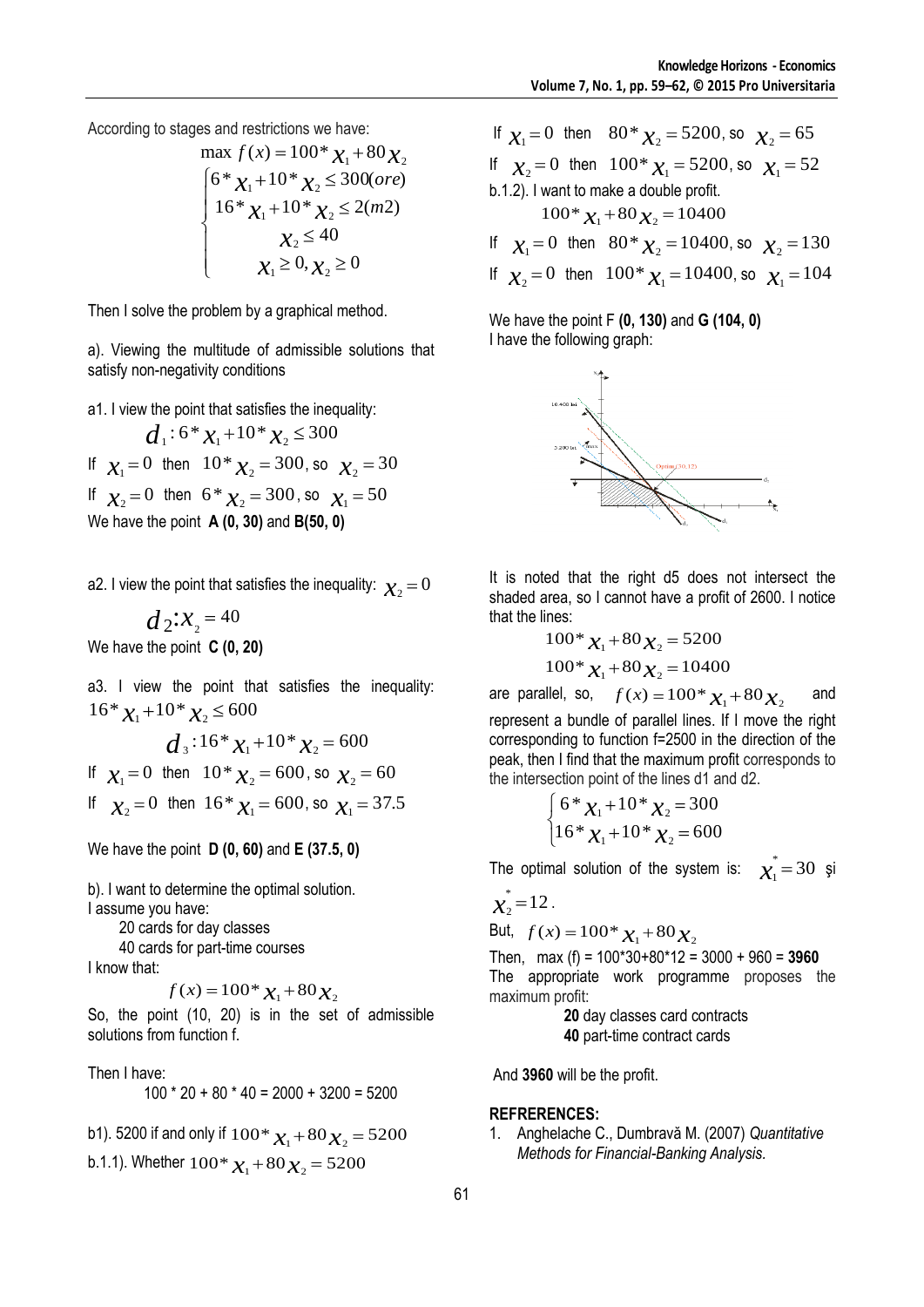According to stages and restrictions we have:

$$\max f(x) = 100 * x_1 + 80 x_2$$

$$\begin{cases} 6 * x_1 + 10 * x_2 \leq 300(ore) \\ 16 * x_1 + 10 * x_2 \leq 2(m2) \\ x_2 \leq 40 \\ x_1 \geq 0, x_2 \geq 0 \end{cases}$$

Then I solve the problem by a graphical method.

a). Viewing the multitude of admissible solutions that satisfy non-negativity conditions

a1. I view the point that satisfies the inequality:

$$d_1 : 6 * x_1 + 10 * x_2 \leq 300$$

If $x_1 = 0$ then $10 * x_2 = 300$, so $x_2 = 30$

If $x_2 = 0$ then $6 * x_2 = 300$, so $x_1 = 50$

We have the point **A (0, 30)** and **B(50, 0)**

a2. I view the point that satisfies the inequality: $x_2 = 0$

$$d_2 : x_2 = 40$$

We have the point **C (0, 20)**

a3. I view the point that satisfies the inequality: $16 * x_1 + 10 * x_2 \leq 600$

$$d_3 : 16 * x_1 + 10 * x_2 = 600$$

If $x_1 = 0$ then $10 * x_2 = 600$, so $x_2 = 60$

If $x_2 = 0$ then $16 * x_1 = 600$, so $x_1 = 37.5$

We have the point **D (0, 60)** and **E (37.5, 0)**

b). I want to determine the optimal solution.

I assume you have:

20 cards for day classes

40 cards for part-time courses

I know that:

$$f(x) = 100 * x_1 + 80 x_2$$

So, the point (10, 20) is in the set of admissible solutions from function f.

Then I have:

100 * 20 + 80 * 40 = 2000 + 3200 = 5200

b1). 5200 if and only if $100 * x_1 + 80 x_2 = 5200$

b.1.1). Whether $100 * x_1 + 80 x_2 = 5200$

If $x_1 = 0$ then $80 * x_2 = 5200$, so $x_2 = 65$

If $x_2 = 0$ then $100 * x_1 = 5200$, so $x_1 = 52$

b.1.2). I want to make a double profit.

$$100 * x_1 + 80 x_2 = 10400$$

If $x_1 = 0$ then $80 * x_2 = 10400$, so $x_2 = 130$

If $x_2 = 0$ then $100 * x_1 = 10400$, so $x_1 = 104$

We have the point F **(0, 130)** and **G (104, 0)**

I have the following graph:

It is noted that the right d5 does not intersect the shaded area, so I cannot have a profit of 2600. I notice that the lines:

$$100 * x_1 + 80 x_2 = 5200$$

$$100 * x_1 + 80 x_2 = 10400$$

are parallel, so, $f(x) = 100 * x_1 + 80 x_2$ and represent a bundle of parallel lines. If I move the right corresponding to function f=2500 in the direction of the peak, then I find that the maximum profit corresponds to the intersection point of the lines d1 and d2.

$$\begin{cases} 6 * x_1 + 10 * x_2 = 300 \\ 16 * x_1 + 10 * x_2 = 600 \end{cases}$$

The optimal solution of the system is: $x_1^* = 30$ şi $x_2^* = 12$.

But, $f(x) = 100 * x_1 + 80 x_2$

Then, max (f) = 100*30+80*12 = 3000 + 960 = **3960**

The appropriate work programme proposes the maximum profit:

**20** day classes card contracts

**40** part-time contract cards

And **3960** will be the profit.

## REFRERENCES:

1. Anghelache C., Dumbravă M. (2007) *Quantitative Methods for Financial-Banking Analysis.*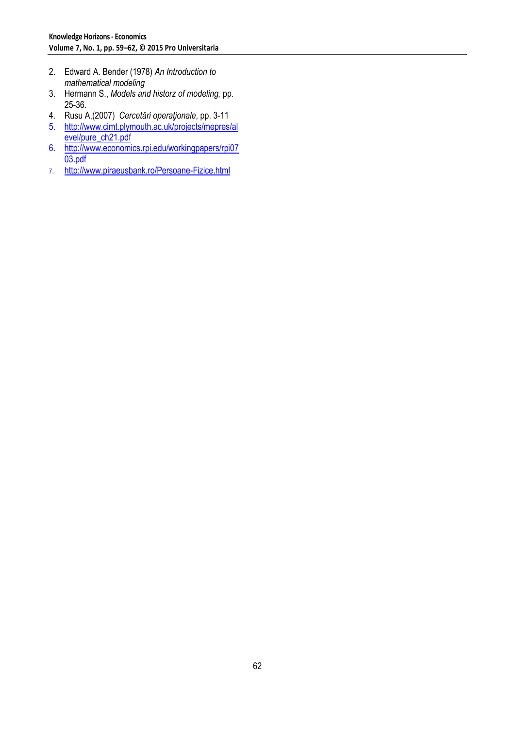2. Edward A. Bender (1978) *An Introduction to mathematical modeling*
3. Hermann S., *Models and historz of modeling,* pp. 25-36.
4. Rusu A,(2007) *Cercetări operaţionale*, pp. 3-11
5. http://www.cimt.plymouth.ac.uk/projects/mepres/alevel/pure_ch21.pdf
6. http://www.economics.rpi.edu/workingpapers/rpi0703.pdf
7. http://www.piraeusbank.ro/Persoane-Fizice.html